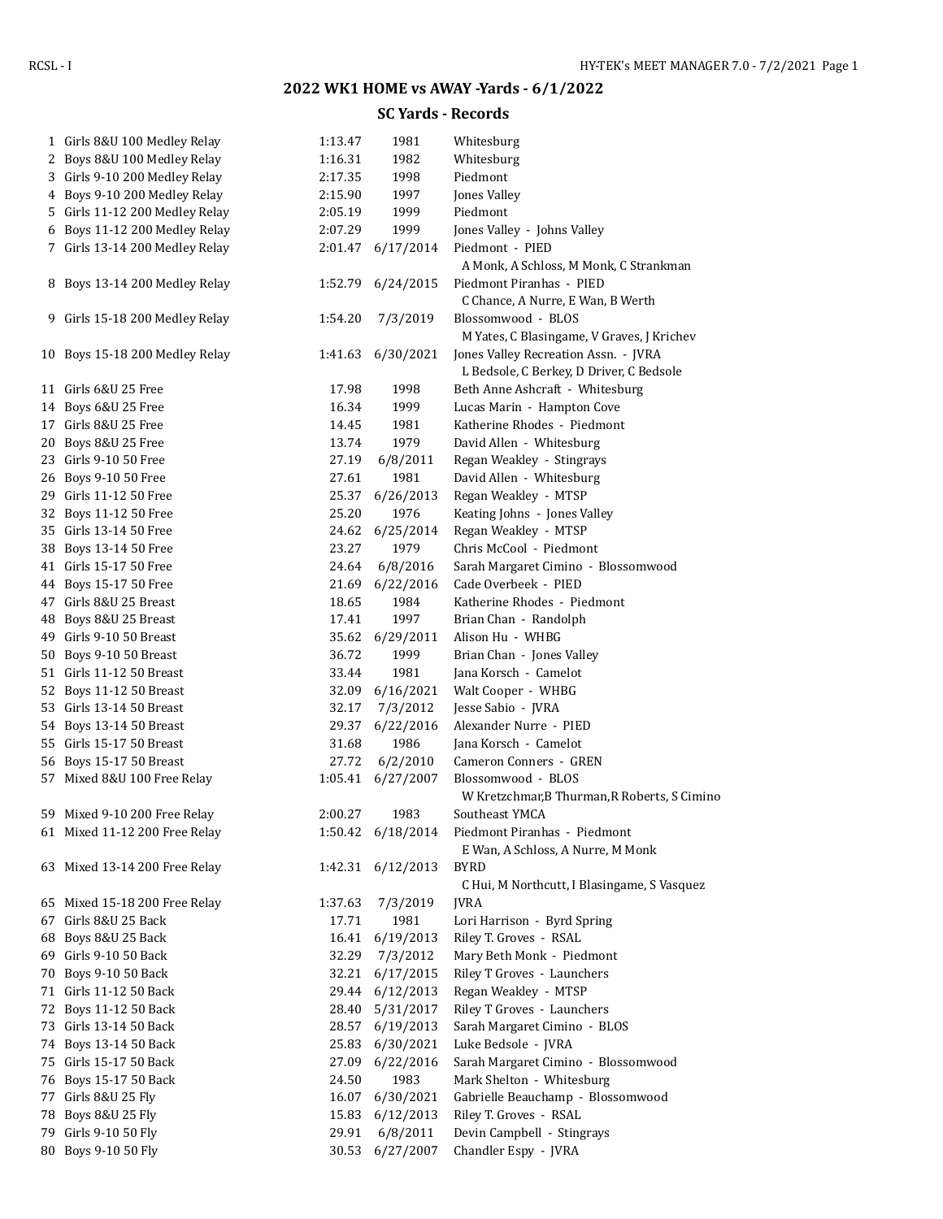## 2022 WK1 HOME vs AWAY -Yards - 6/1/2022

### SC Yards - Records

| # | Event | Time | Date | Record Holder |
|---|---|---|---|---|
| 1 | Girls 8&U 100 Medley Relay | 1:13.47 | 1981 | Whitesburg |
| 2 | Boys 8&U 100 Medley Relay | 1:16.31 | 1982 | Whitesburg |
| 3 | Girls 9-10 200 Medley Relay | 2:17.35 | 1998 | Piedmont |
| 4 | Boys 9-10 200 Medley Relay | 2:15.90 | 1997 | Jones Valley |
| 5 | Girls 11-12 200 Medley Relay | 2:05.19 | 1999 | Piedmont |
| 6 | Boys 11-12 200 Medley Relay | 2:07.29 | 1999 | Jones Valley - Johns Valley |
| 7 | Girls 13-14 200 Medley Relay | 2:01.47 | 6/17/2014 | Piedmont - PIED<br>A Monk, A Schloss, M Monk, C Strankman |
| 8 | Boys 13-14 200 Medley Relay | 1:52.79 | 6/24/2015 | Piedmont Piranhas - PIED<br>C Chance, A Nurre, E Wan, B Werth |
| 9 | Girls 15-18 200 Medley Relay | 1:54.20 | 7/3/2019 | Blossomwood - BLOS<br>M Yates, C Blasingame, V Graves, J Krichev |
| 10 | Boys 15-18 200 Medley Relay | 1:41.63 | 6/30/2021 | Jones Valley Recreation Assn. - JVRA<br>L Bedsole, C Berkey, D Driver, C Bedsole |
| 11 | Girls 6&U 25 Free | 17.98 | 1998 | Beth Anne Ashcraft - Whitesburg |
| 14 | Boys 6&U 25 Free | 16.34 | 1999 | Lucas Marin - Hampton Cove |
| 17 | Girls 8&U 25 Free | 14.45 | 1981 | Katherine Rhodes - Piedmont |
| 20 | Boys 8&U 25 Free | 13.74 | 1979 | David Allen - Whitesburg |
| 23 | Girls 9-10 50 Free | 27.19 | 6/8/2011 | Regan Weakley - Stingrays |
| 26 | Boys 9-10 50 Free | 27.61 | 1981 | David Allen - Whitesburg |
| 29 | Girls 11-12 50 Free | 25.37 | 6/26/2013 | Regan Weakley - MTSP |
| 32 | Boys 11-12 50 Free | 25.20 | 1976 | Keating Johns - Jones Valley |
| 35 | Girls 13-14 50 Free | 24.62 | 6/25/2014 | Regan Weakley - MTSP |
| 38 | Boys 13-14 50 Free | 23.27 | 1979 | Chris McCool - Piedmont |
| 41 | Girls 15-17 50 Free | 24.64 | 6/8/2016 | Sarah Margaret Cimino - Blossomwood |
| 44 | Boys 15-17 50 Free | 21.69 | 6/22/2016 | Cade Overbeek - PIED |
| 47 | Girls 8&U 25 Breast | 18.65 | 1984 | Katherine Rhodes - Piedmont |
| 48 | Boys 8&U 25 Breast | 17.41 | 1997 | Brian Chan - Randolph |
| 49 | Girls 9-10 50 Breast | 35.62 | 6/29/2011 | Alison Hu - WHBG |
| 50 | Boys 9-10 50 Breast | 36.72 | 1999 | Brian Chan - Jones Valley |
| 51 | Girls 11-12 50 Breast | 33.44 | 1981 | Jana Korsch - Camelot |
| 52 | Boys 11-12 50 Breast | 32.09 | 6/16/2021 | Walt Cooper - WHBG |
| 53 | Girls 13-14 50 Breast | 32.17 | 7/3/2012 | Jesse Sabio - JVRA |
| 54 | Boys 13-14 50 Breast | 29.37 | 6/22/2016 | Alexander Nurre - PIED |
| 55 | Girls 15-17 50 Breast | 31.68 | 1986 | Jana Korsch - Camelot |
| 56 | Boys 15-17 50 Breast | 27.72 | 6/2/2010 | Cameron Conners - GREN |
| 57 | Mixed 8&U 100 Free Relay | 1:05.41 | 6/27/2007 | Blossomwood - BLOS<br>W Kretzchmar,B Thurman,R Roberts, S Cimino |
| 59 | Mixed 9-10 200 Free Relay | 2:00.27 | 1983 | Southeast YMCA |
| 61 | Mixed 11-12 200 Free Relay | 1:50.42 | 6/18/2014 | Piedmont Piranhas - Piedmont<br>E Wan, A Schloss, A Nurre, M Monk |
| 63 | Mixed 13-14 200 Free Relay | 1:42.31 | 6/12/2013 | BYRD<br>C Hui, M Northcutt, I Blasingame, S Vasquez |
| 65 | Mixed 15-18 200 Free Relay | 1:37.63 | 7/3/2019 | JVRA |
| 67 | Girls 8&U 25 Back | 17.71 | 1981 | Lori Harrison - Byrd Spring |
| 68 | Boys 8&U 25 Back | 16.41 | 6/19/2013 | Riley T. Groves - RSAL |
| 69 | Girls 9-10 50 Back | 32.29 | 7/3/2012 | Mary Beth Monk - Piedmont |
| 70 | Boys 9-10 50 Back | 32.21 | 6/17/2015 | Riley T Groves - Launchers |
| 71 | Girls 11-12 50 Back | 29.44 | 6/12/2013 | Regan Weakley - MTSP |
| 72 | Boys 11-12 50 Back | 28.40 | 5/31/2017 | Riley T Groves - Launchers |
| 73 | Girls 13-14 50 Back | 28.57 | 6/19/2013 | Sarah Margaret Cimino - BLOS |
| 74 | Boys 13-14 50 Back | 25.83 | 6/30/2021 | Luke Bedsole - JVRA |
| 75 | Girls 15-17 50 Back | 27.09 | 6/22/2016 | Sarah Margaret Cimino - Blossomwood |
| 76 | Boys 15-17 50 Back | 24.50 | 1983 | Mark Shelton - Whitesburg |
| 77 | Girls 8&U 25 Fly | 16.07 | 6/30/2021 | Gabrielle Beauchamp - Blossomwood |
| 78 | Boys 8&U 25 Fly | 15.83 | 6/12/2013 | Riley T. Groves - RSAL |
| 79 | Girls 9-10 50 Fly | 29.91 | 6/8/2011 | Devin Campbell - Stingrays |
| 80 | Boys 9-10 50 Fly | 30.53 | 6/27/2007 | Chandler Espy - JVRA |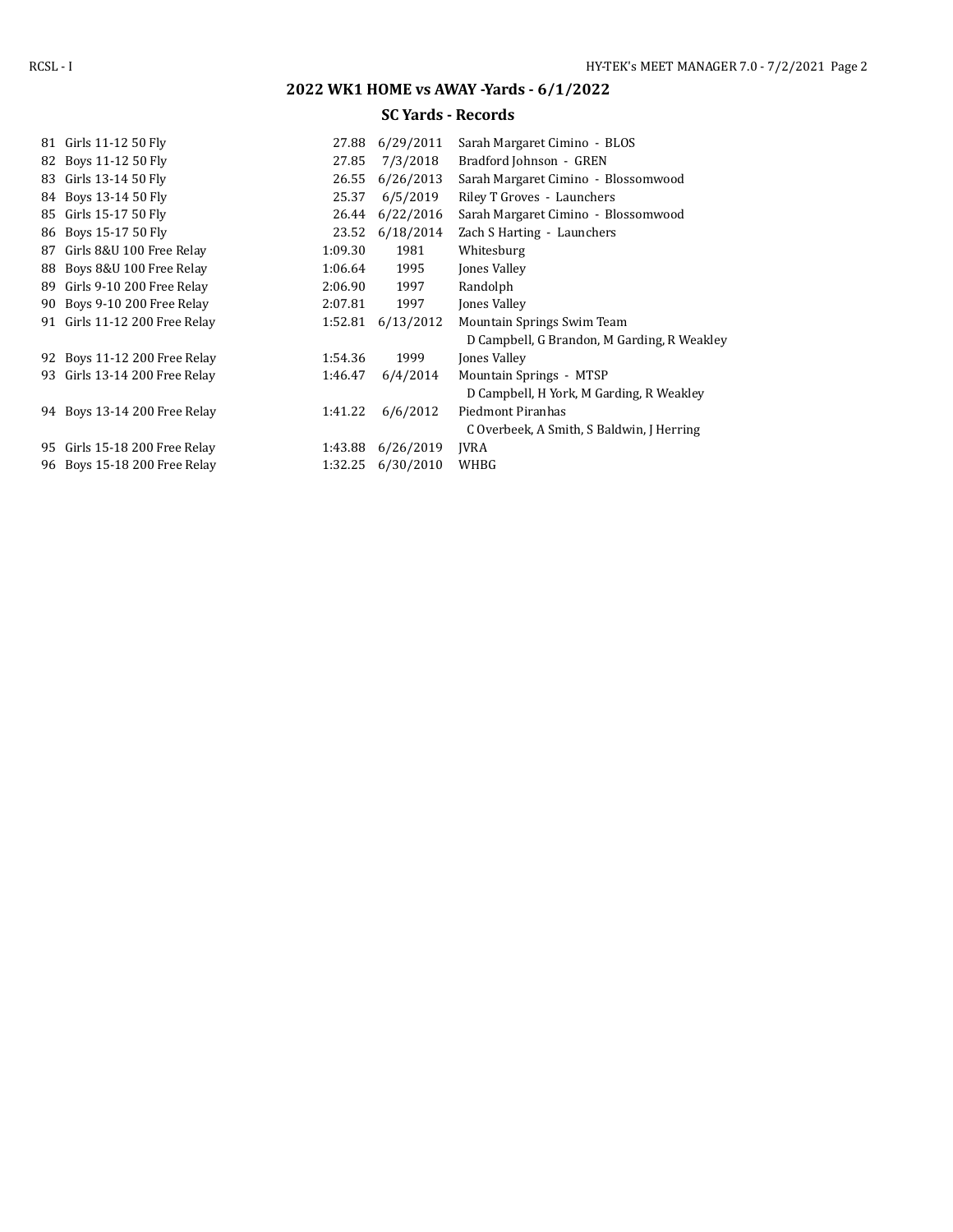## 2022 WK1 HOME vs AWAY -Yards - 6/1/2022

### SC Yards - Records

| | | | | |
|---|---|---|---|---|
| 81 | Girls 11-12 50 Fly | 27.88 | 6/29/2011 | Sarah Margaret Cimino - BLOS |
| 82 | Boys 11-12 50 Fly | 27.85 | 7/3/2018 | Bradford Johnson - GREN |
| 83 | Girls 13-14 50 Fly | 26.55 | 6/26/2013 | Sarah Margaret Cimino - Blossomwood |
| 84 | Boys 13-14 50 Fly | 25.37 | 6/5/2019 | Riley T Groves - Launchers |
| 85 | Girls 15-17 50 Fly | 26.44 | 6/22/2016 | Sarah Margaret Cimino - Blossomwood |
| 86 | Boys 15-17 50 Fly | 23.52 | 6/18/2014 | Zach S Harting - Launchers |
| 87 | Girls 8&U 100 Free Relay | 1:09.30 | 1981 | Whitesburg |
| 88 | Boys 8&U 100 Free Relay | 1:06.64 | 1995 | Jones Valley |
| 89 | Girls 9-10 200 Free Relay | 2:06.90 | 1997 | Randolph |
| 90 | Boys 9-10 200 Free Relay | 2:07.81 | 1997 | Jones Valley |
| 91 | Girls 11-12 200 Free Relay | 1:52.81 | 6/13/2012 | Mountain Springs Swim Team<br>D Campbell, G Brandon, M Garding, R Weakley |
| 92 | Boys 11-12 200 Free Relay | 1:54.36 | 1999 | Jones Valley |
| 93 | Girls 13-14 200 Free Relay | 1:46.47 | 6/4/2014 | Mountain Springs - MTSP<br>D Campbell, H York, M Garding, R Weakley |
| 94 | Boys 13-14 200 Free Relay | 1:41.22 | 6/6/2012 | Piedmont Piranhas<br>C Overbeek, A Smith, S Baldwin, J Herring |
| 95 | Girls 15-18 200 Free Relay | 1:43.88 | 6/26/2019 | JVRA |
| 96 | Boys 15-18 200 Free Relay | 1:32.25 | 6/30/2010 | WHBG |